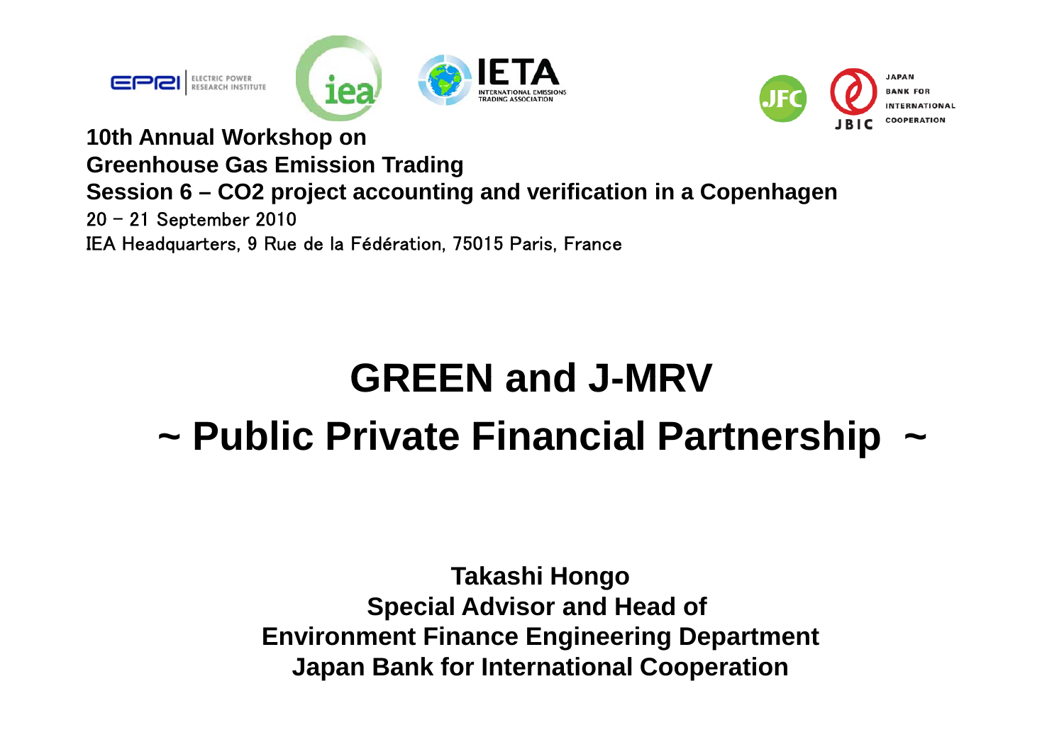**10th Annual Workshop on**
**Greenhouse Gas Emission Trading**
**Session 6 – CO2 project accounting and verification in a Copenhagen**

20 – 21 September 2010

IEA Headquarters, 9 Rue de la Fédération, 75015 Paris, France

# GREEN and J-MRV

# ~ Public Private Financial Partnership ~

**Takashi Hongo**
**Special Advisor and Head of**
**Environment Finance Engineering Department**
**Japan Bank for International Cooperation**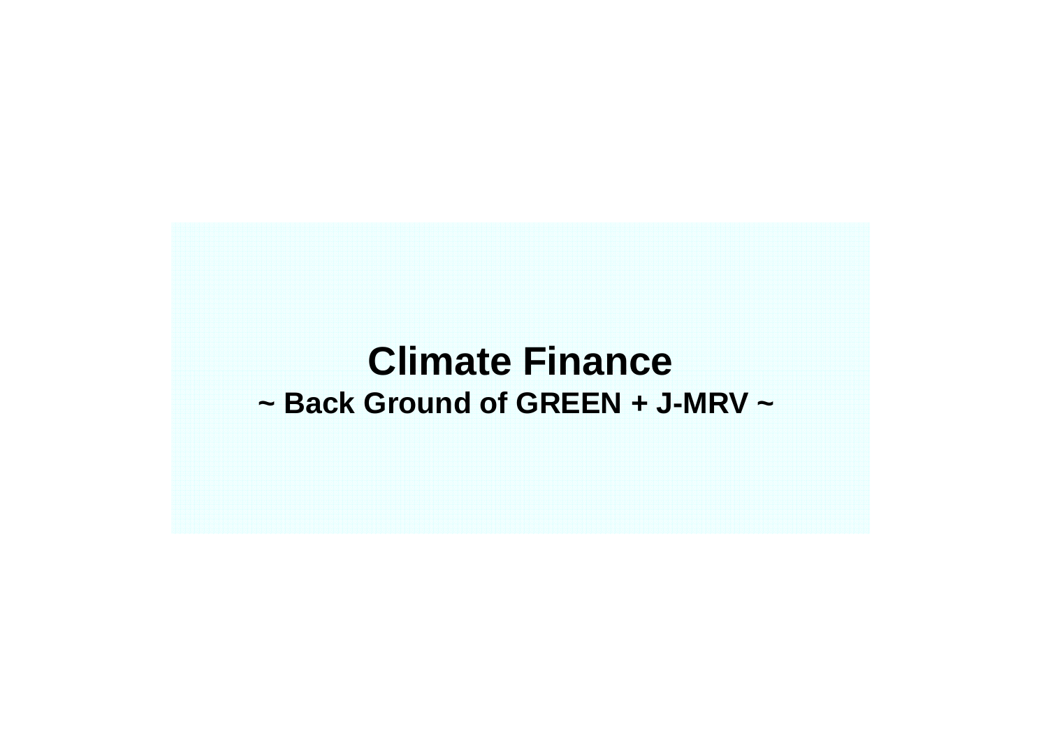# Climate Finance

## ~ Back Ground of GREEN + J-MRV ~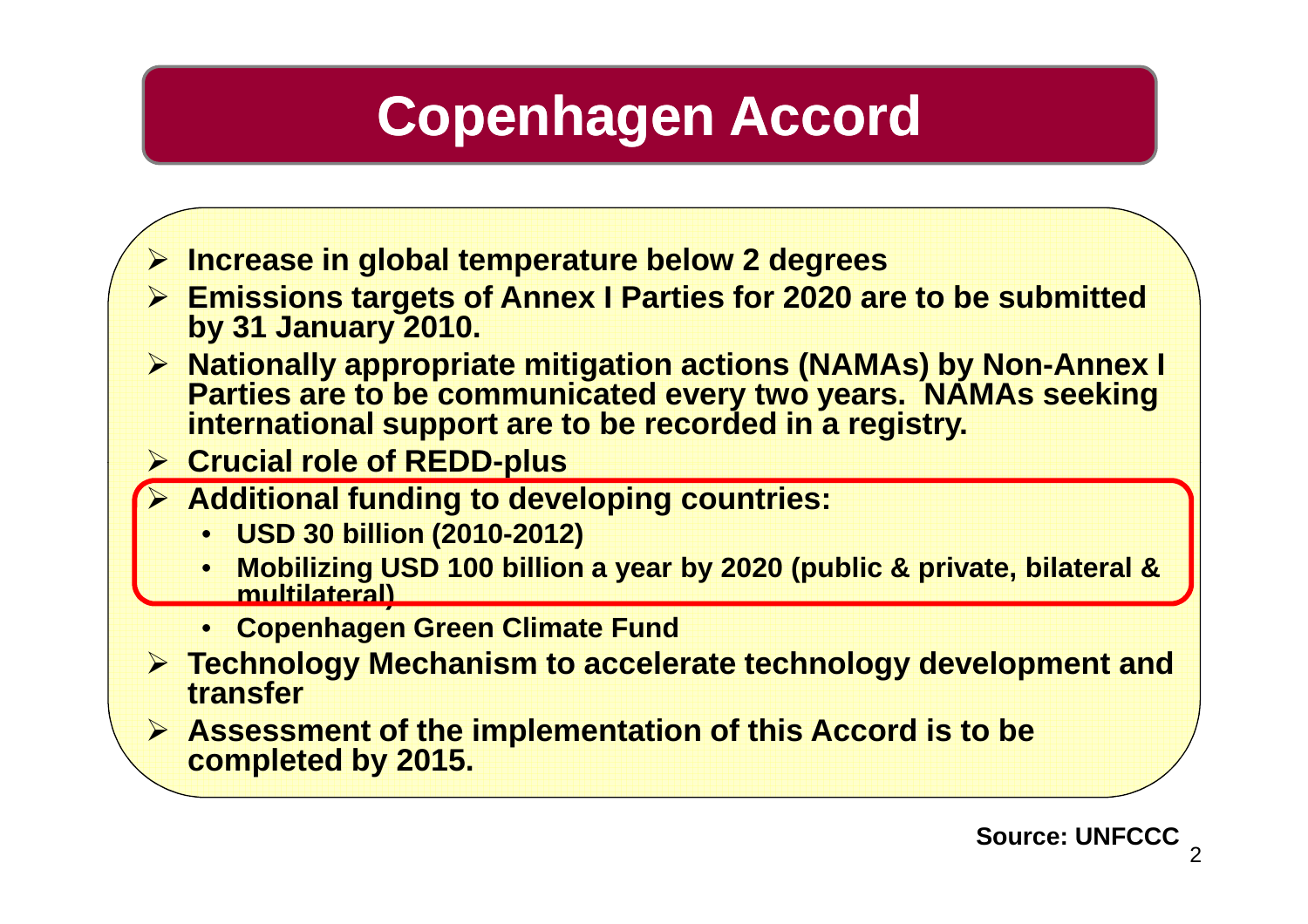# Copenhagen Accord

- **Increase in global temperature below 2 degrees**
- **Emissions targets of Annex I Parties for 2020 are to be submitted by 31 January 2010.**
- **Nationally appropriate mitigation actions (NAMAs) by Non-Annex I Parties are to be communicated every two years. NAMAs seeking international support are to be recorded in a registry.**
- **Crucial role of REDD-plus**
- **Additional funding to developing countries:**
  - **USD 30 billion (2010-2012)**
  - **Mobilizing USD 100 billion a year by 2020 (public & private, bilateral & multilateral)**
  - **Copenhagen Green Climate Fund**
- **Technology Mechanism to accelerate technology development and transfer**
- **Assessment of the implementation of this Accord is to be completed by 2015.**

**Source: UNFCCC**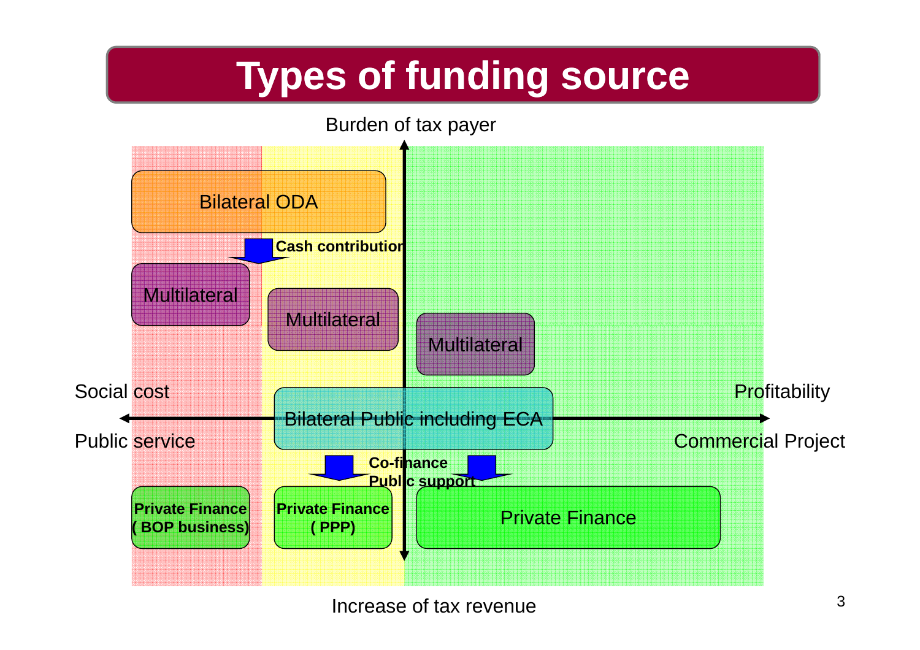# Types of funding source

Burden of tax payer

Bilateral ODA

Cash contribution

Multilateral

Multilateral

Multilateral

Social cost

Public service

Profitability

Commercial Project

Bilateral Public including ECA

Co-finance

Public support

**Private Finance ( BOP business)**

**Private Finance ( PPP)**

Private Finance

Increase of tax revenue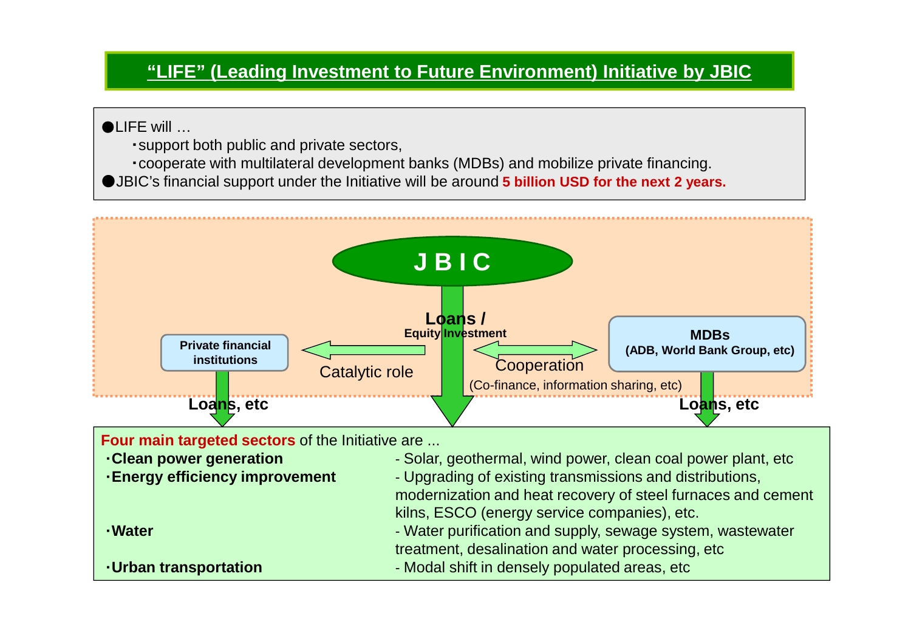# "LIFE" (Leading Investment to Future Environment) Initiative by JBIC

- LIFE will …
  - support both public and private sectors,
  - cooperate with multilateral development banks (MDBs) and mobilize private financing.
- JBIC's financial support under the Initiative will be around **5 billion USD for the next 2 years.**

**J B I C**

**Loans / Equity Investment**

**Private financial institutions** ← Catalytic role

**MDBs (ADB, World Bank Group, etc)** ↔ Cooperation (Co-finance, information sharing, etc)

**Loans, etc** (Private financial institutions)

**Loans, etc** (MDBs)

**Four main targeted sectors** of the Initiative are ...

| Sector | Examples |
|---|---|
| **Clean power generation** | - Solar, geothermal, wind power, clean coal power plant, etc |
| **Energy efficiency improvement** | - Upgrading of existing transmissions and distributions, modernization and heat recovery of steel furnaces and cement kilns, ESCO (energy service companies), etc. |
| **Water** | - Water purification and supply, sewage system, wastewater treatment, desalination and water processing, etc |
| **Urban transportation** | - Modal shift in densely populated areas, etc |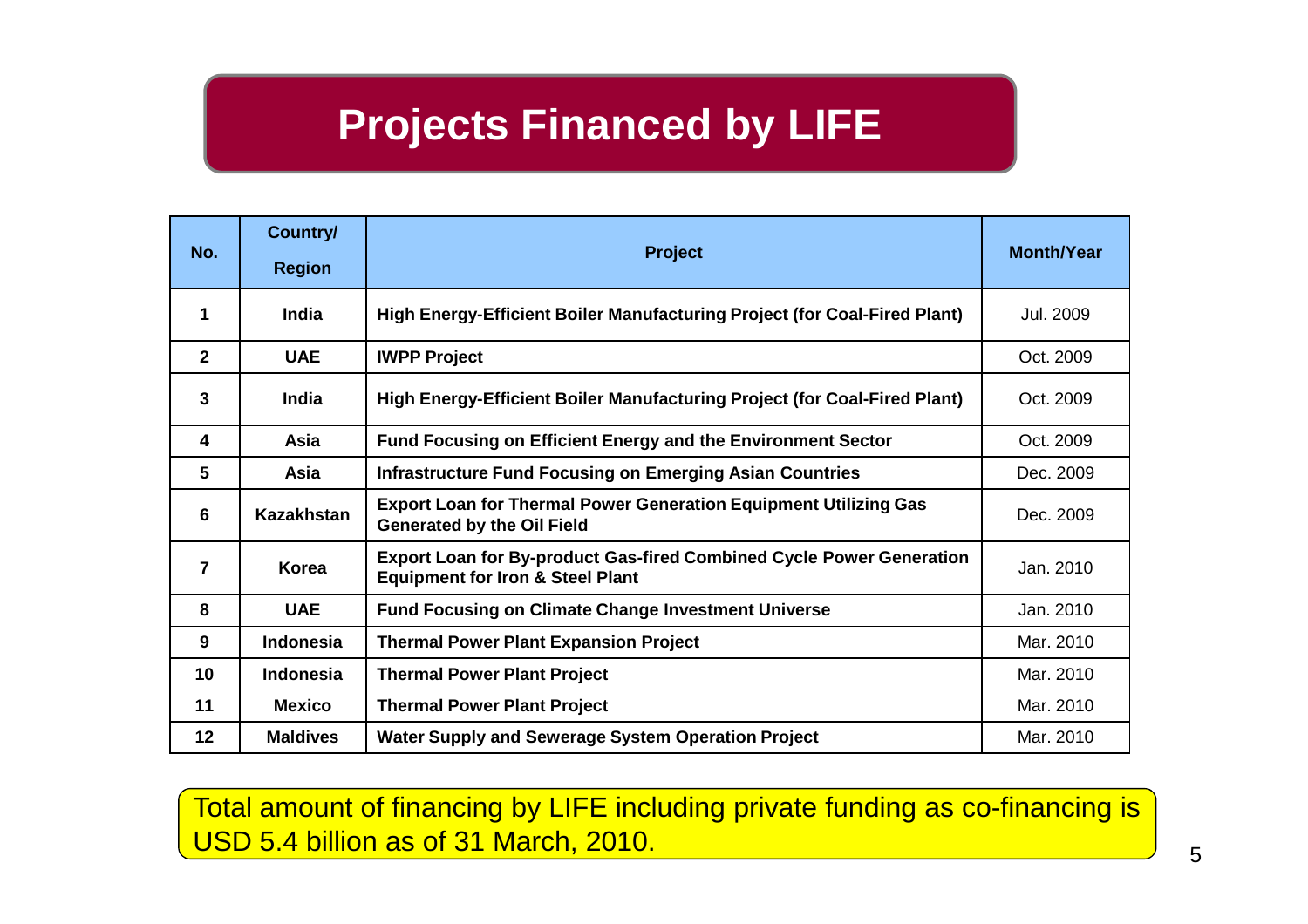# Projects Financed by LIFE

| No. | Country/ Region | Project | Month/Year |
|---|---|---|---|
| 1 | India | High Energy-Efficient Boiler Manufacturing Project (for Coal-Fired Plant) | Jul. 2009 |
| 2 | UAE | IWPP Project | Oct. 2009 |
| 3 | India | High Energy-Efficient Boiler Manufacturing Project (for Coal-Fired Plant) | Oct. 2009 |
| 4 | Asia | Fund Focusing on Efficient Energy and the Environment Sector | Oct. 2009 |
| 5 | Asia | Infrastructure Fund Focusing on Emerging Asian Countries | Dec. 2009 |
| 6 | Kazakhstan | Export Loan for Thermal Power Generation Equipment Utilizing Gas Generated by the Oil Field | Dec. 2009 |
| 7 | Korea | Export Loan for By-product Gas-fired Combined Cycle Power Generation Equipment for Iron & Steel Plant | Jan. 2010 |
| 8 | UAE | Fund Focusing on Climate Change Investment Universe | Jan. 2010 |
| 9 | Indonesia | Thermal Power Plant Expansion Project | Mar. 2010 |
| 10 | Indonesia | Thermal Power Plant Project | Mar. 2010 |
| 11 | Mexico | Thermal Power Plant Project | Mar. 2010 |
| 12 | Maldives | Water Supply and Sewerage System Operation Project | Mar. 2010 |

Total amount of financing by LIFE including private funding as co-financing is USD 5.4 billion as of 31 March, 2010.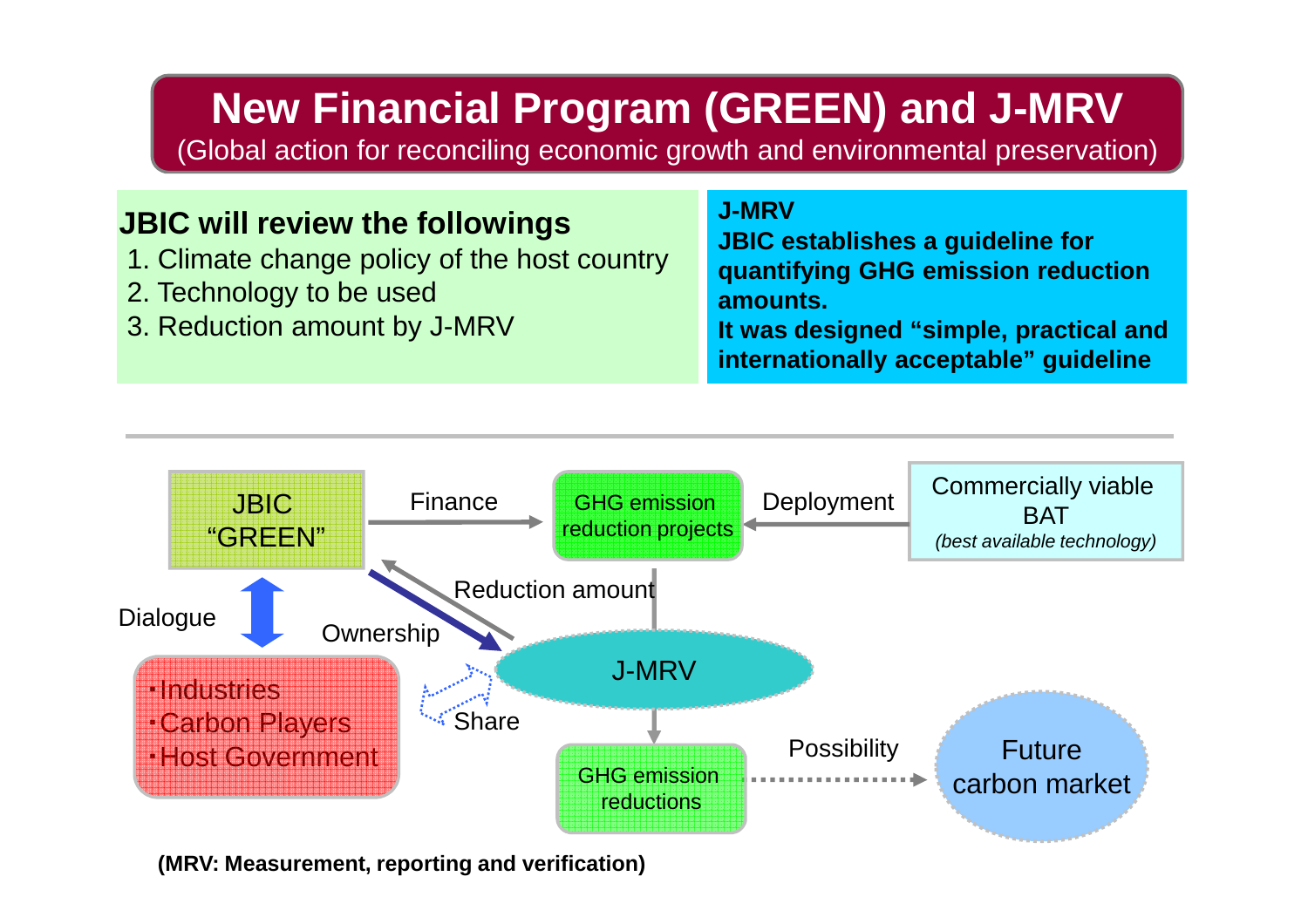# New Financial Program (GREEN) and J-MRV

(Global action for reconciling economic growth and environmental preservation)

**JBIC will review the followings**

1. Climate change policy of the host country
2. Technology to be used
3. Reduction amount by J-MRV

**J-MRV**
**JBIC establishes a guideline for quantifying GHG emission reduction amounts.**
**It was designed "simple, practical and internationally acceptable" guideline**

---

JBIC "GREEN"

Finance

GHG emission reduction projects

Deployment

Commercially viable BAT
*(best available technology)*

Dialogue

Reduction amount

Ownership

- Industries
- Carbon Players
- Host Government

J-MRV

Share

GHG emission reductions

Possibility

Future carbon market

**(MRV: Measurement, reporting and verification)**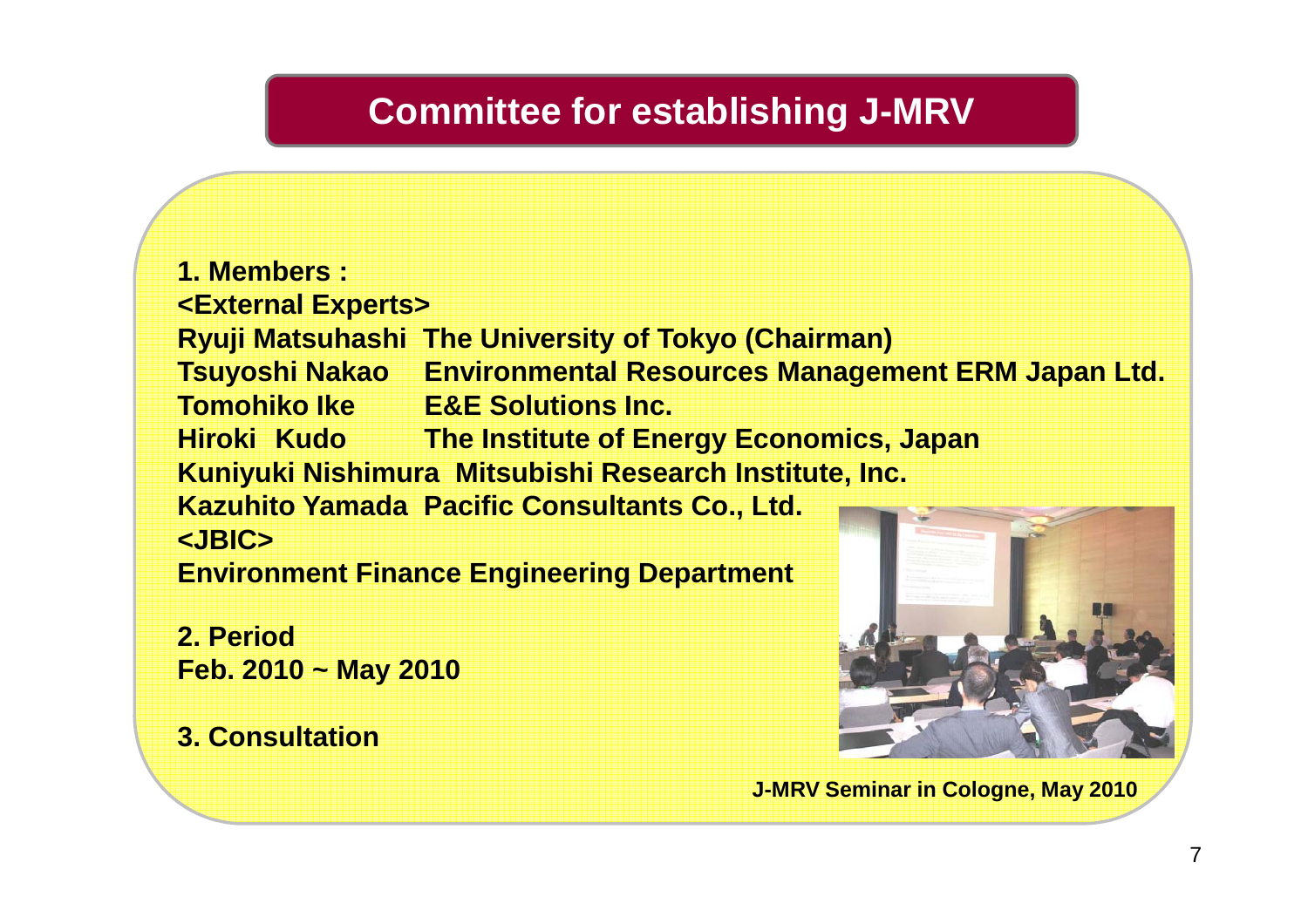# Committee for establishing J-MRV

**1. Members :**

**<External Experts>**

| | |
|---|---|
| **Ryuji Matsuhashi** | **The University of Tokyo (Chairman)** |
| **Tsuyoshi Nakao** | **Environmental Resources Management ERM Japan Ltd.** |
| **Tomohiko Ike** | **E&E Solutions Inc.** |
| **Hiroki Kudo** | **The Institute of Energy Economics, Japan** |
| **Kuniyuki Nishimura** | **Mitsubishi Research Institute, Inc.** |
| **Kazuhito Yamada** | **Pacific Consultants Co., Ltd.** |

**<JBIC>**

**Environment Finance Engineering Department**

**2. Period**

**Feb. 2010 ~ May 2010**

**3. Consultation**

**J-MRV Seminar in Cologne, May 2010**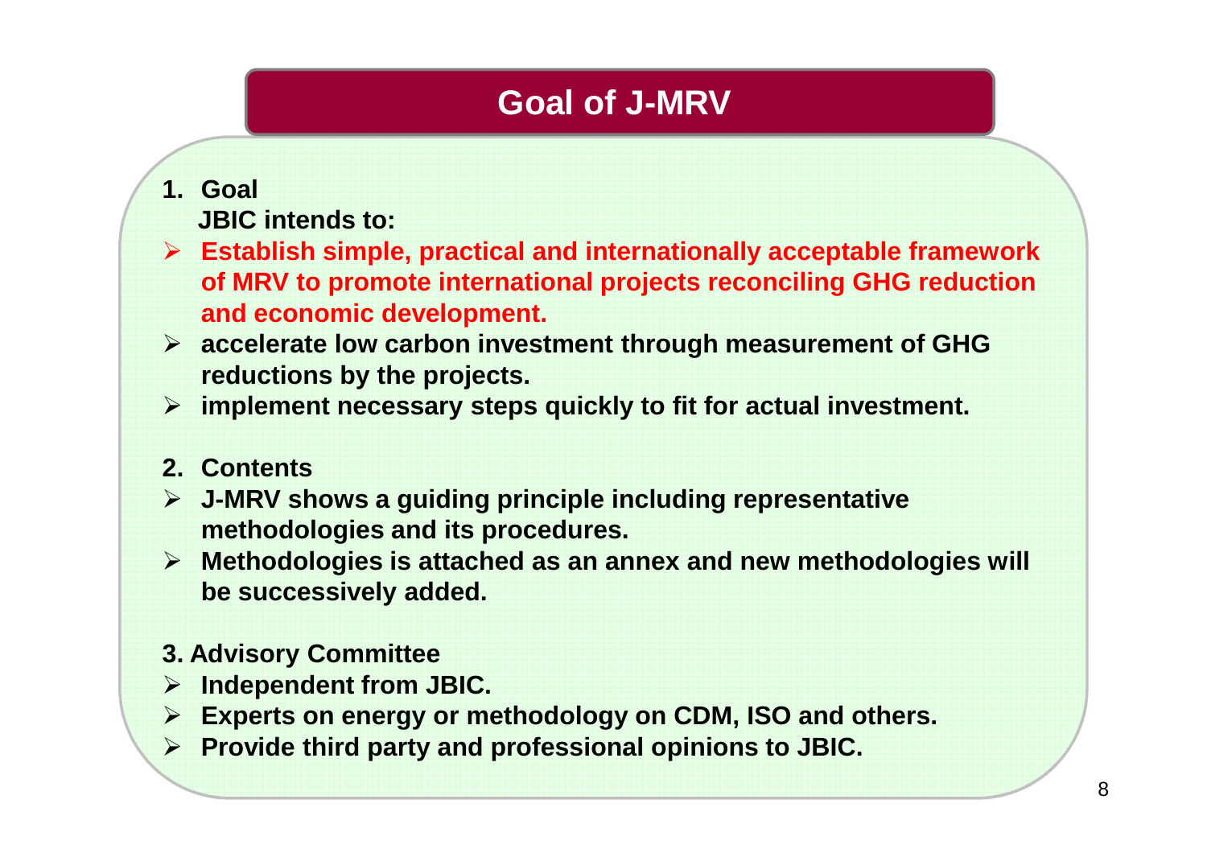# Goal of J-MRV

1. **Goal**

   **JBIC intends to:**

- **Establish simple, practical and internationally acceptable framework of MRV to promote international projects reconciling GHG reduction and economic development.**
- **accelerate low carbon investment through measurement of GHG reductions by the projects.**
- **implement necessary steps quickly to fit for actual investment.**

2. **Contents**

- **J-MRV shows a guiding principle including representative methodologies and its procedures.**
- **Methodologies is attached as an annex and new methodologies will be successively added.**

**3. Advisory Committee**

- **Independent from JBIC.**
- **Experts on energy or methodology on CDM, ISO and others.**
- **Provide third party and professional opinions to JBIC.**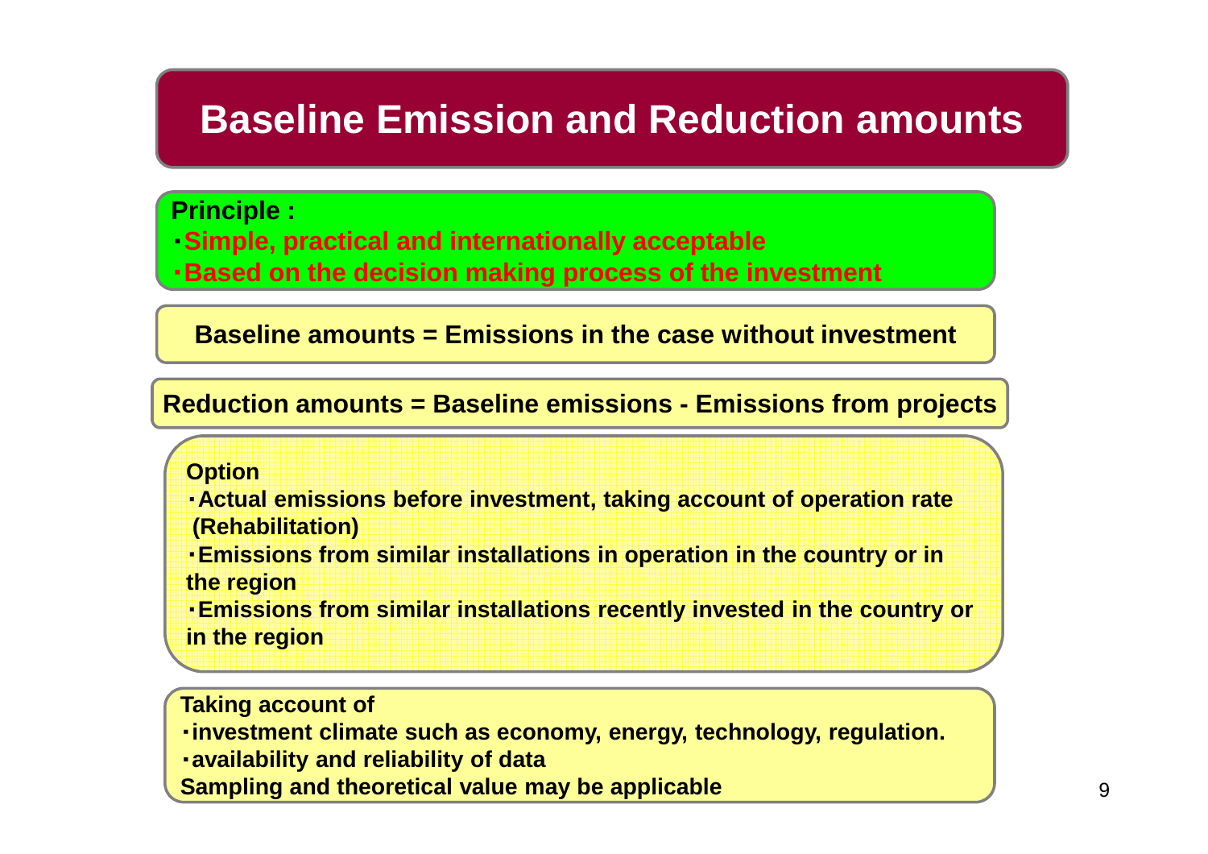# Baseline Emission and Reduction amounts

**Principle :**

- **Simple, practical and internationally acceptable**
- **Based on the decision making process of the investment**

**Baseline amounts = Emissions in the case without investment**

**Reduction amounts = Baseline emissions - Emissions from projects**

**Option**

- **Actual emissions before investment, taking account of operation rate (Rehabilitation)**
- **Emissions from similar installations in operation in the country or in the region**
- **Emissions from similar installations recently invested in the country or in the region**

**Taking account of**

- **investment climate such as economy, energy, technology, regulation.**
- **availability and reliability of data**

**Sampling and theoretical value may be applicable**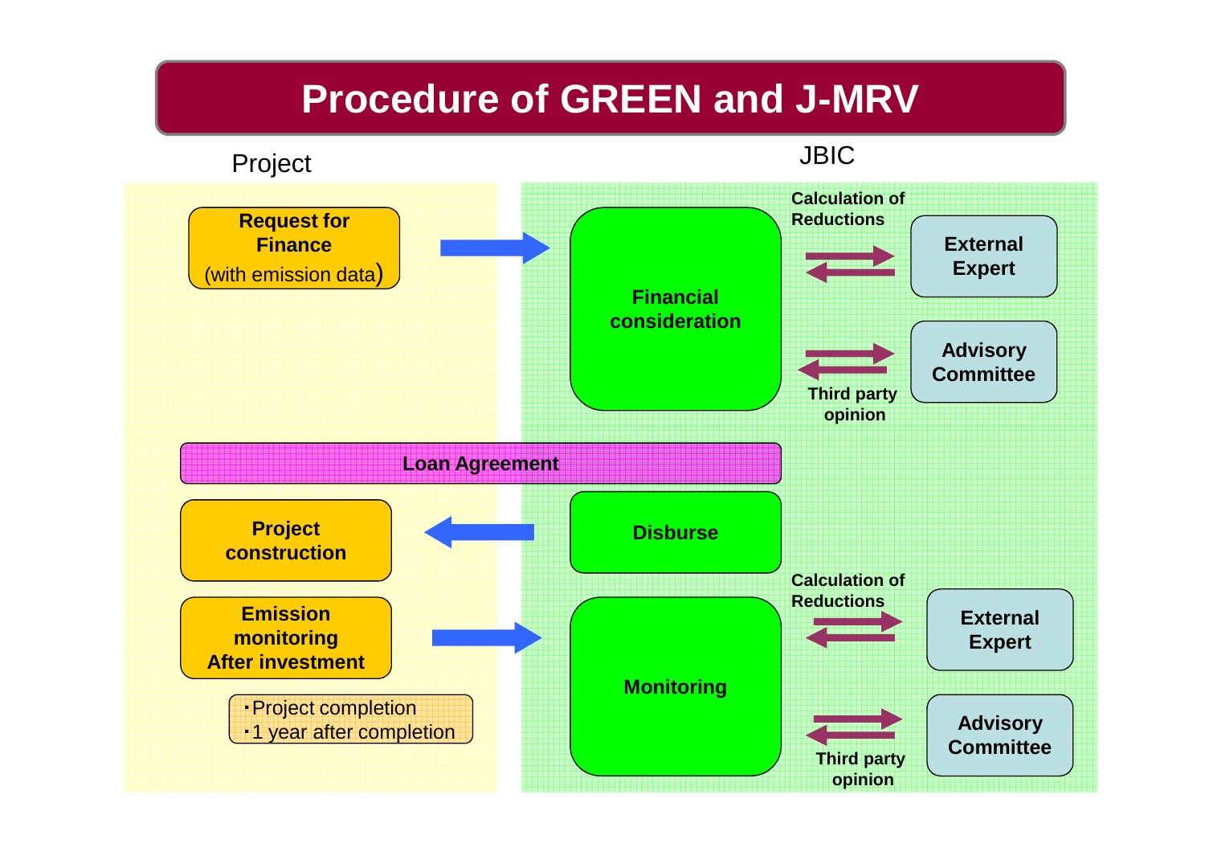# Procedure of GREEN and J-MRV

**Project**

**Request for Finance** (with emission data)

**Project construction**

**Emission monitoring After investment**

- ・Project completion
- ・1 year after completion

**Loan Agreement**

**JBIC**

**Financial consideration**

- Calculation of Reductions — **External Expert**
- Third party opinion — **Advisory Committee**

**Disburse**

**Monitoring**

- Calculation of Reductions — **External Expert**
- Third party opinion — **Advisory Committee**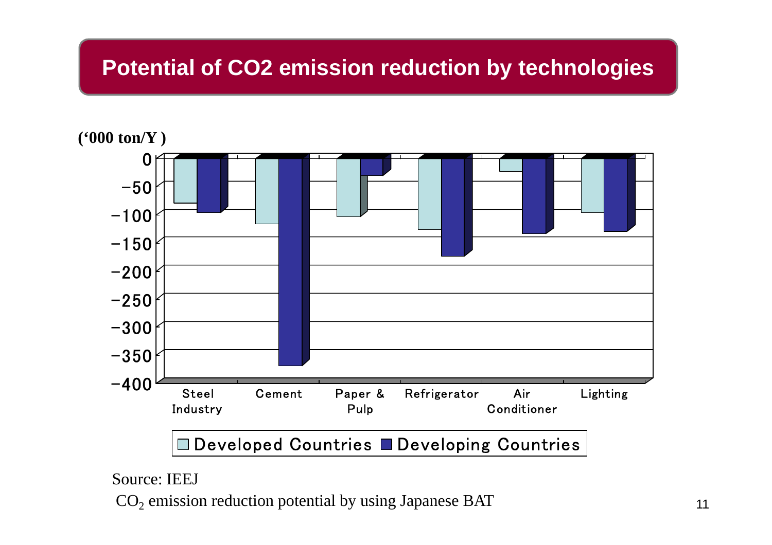# Potential of CO2 emission reduction by technologies

('000 ton/Y )

| | Developed Countries | Developing Countries |
|---|---|---|
| Steel Industry | -82 | -98 |
| Cement | -118 | -372 |
| Paper & Pulp | -105 | -31 |
| Refrigerator | -128 | -176 |
| Air Conditioner | -24 | -136 |
| Lighting | -98 | -132 |

Source: IEEJ

$CO_2$ emission reduction potential by using Japanese BAT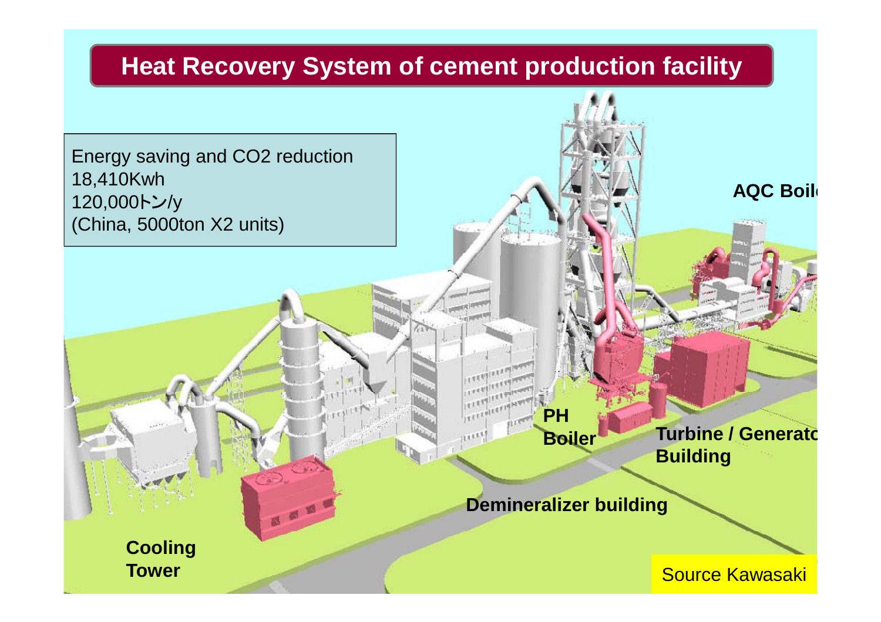# Heat Recovery System of cement production facility

Energy saving and $CO_2$ reduction
18,410Kwh
120,000トン/y
(China, 5000ton X2 units)

AQC Boil

PH Boiler

Turbine / Generato Building

Demineralizer building

Cooling Tower

Source Kawasaki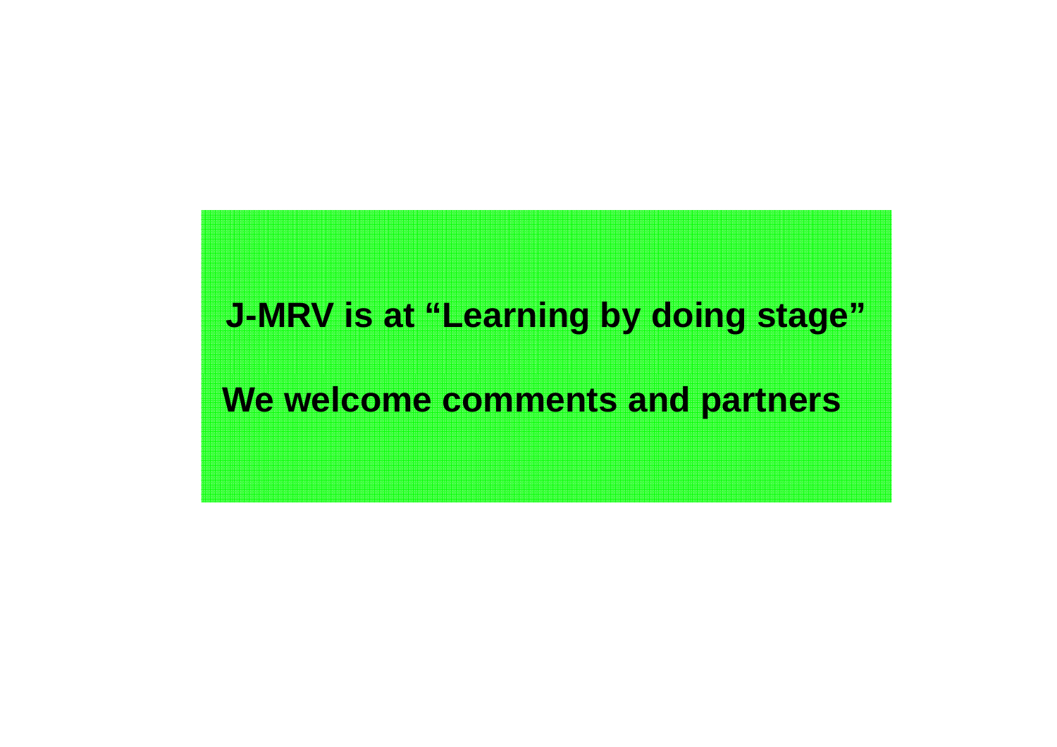**J-MRV is at “Learning by doing stage”**

**We welcome comments and partners**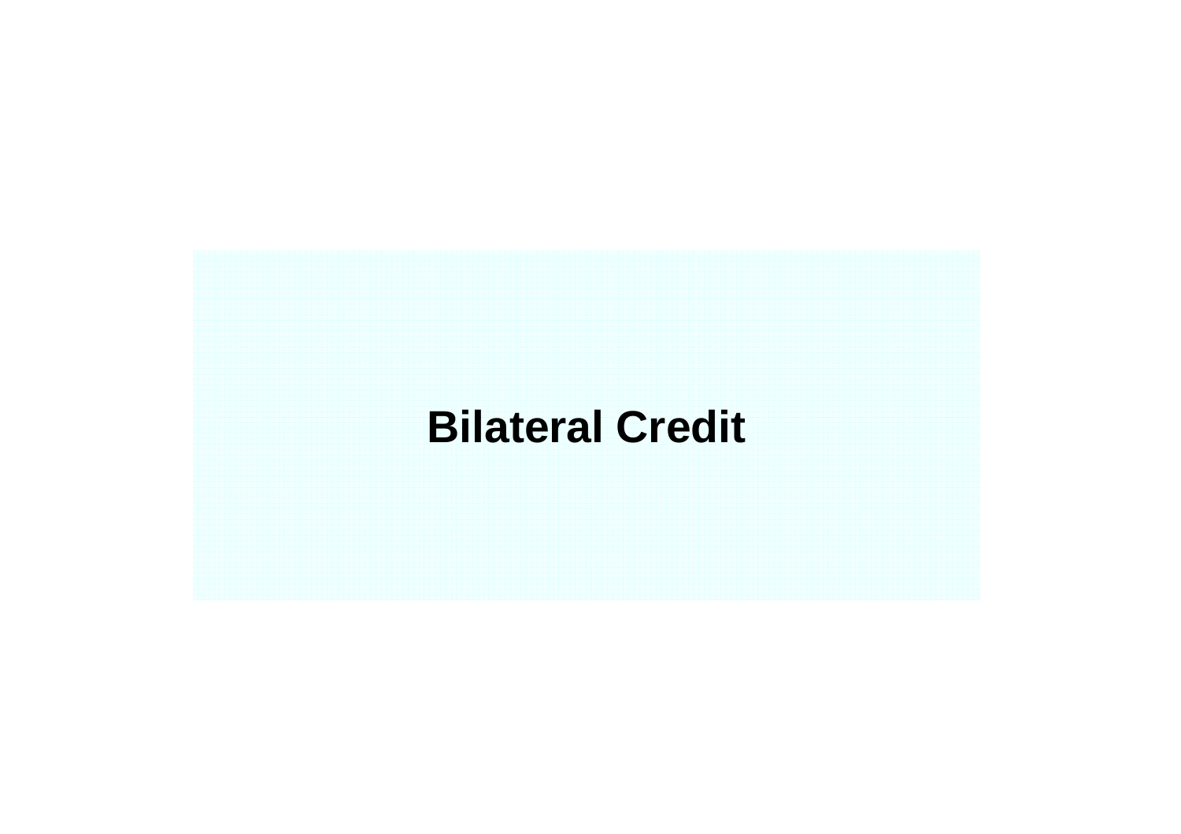# Bilateral Credit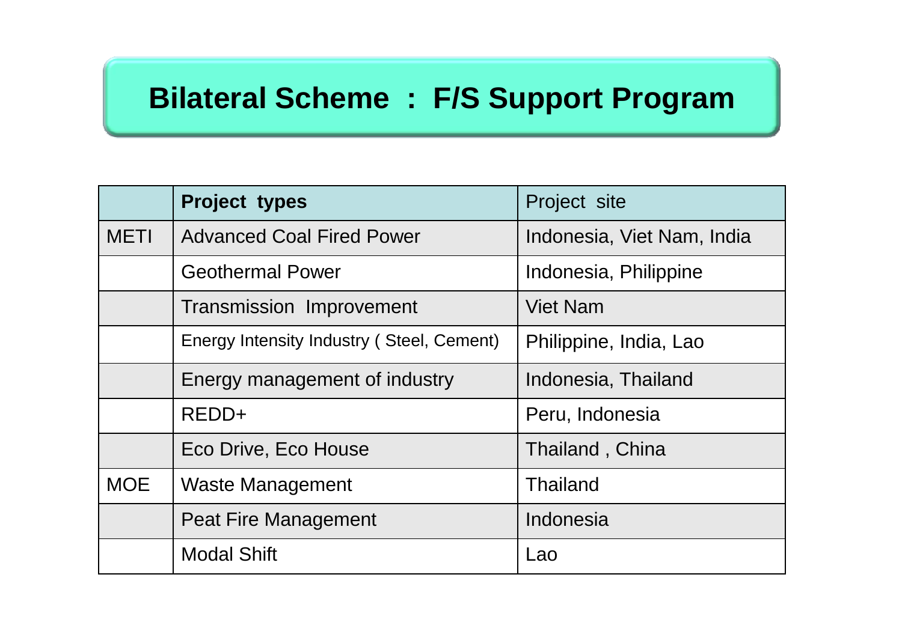# Bilateral Scheme : F/S Support Program

| | **Project types** | Project site |
|---|---|---|
| METI | Advanced Coal Fired Power | Indonesia, Viet Nam, India |
| | Geothermal Power | Indonesia, Philippine |
| | Transmission Improvement | Viet Nam |
| | Energy Intensity Industry ( Steel, Cement) | Philippine, India, Lao |
| | Energy management of industry | Indonesia, Thailand |
| | REDD+ | Peru, Indonesia |
| | Eco Drive, Eco House | Thailand , China |
| MOE | Waste Management | Thailand |
| | Peat Fire Management | Indonesia |
| | Modal Shift | Lao |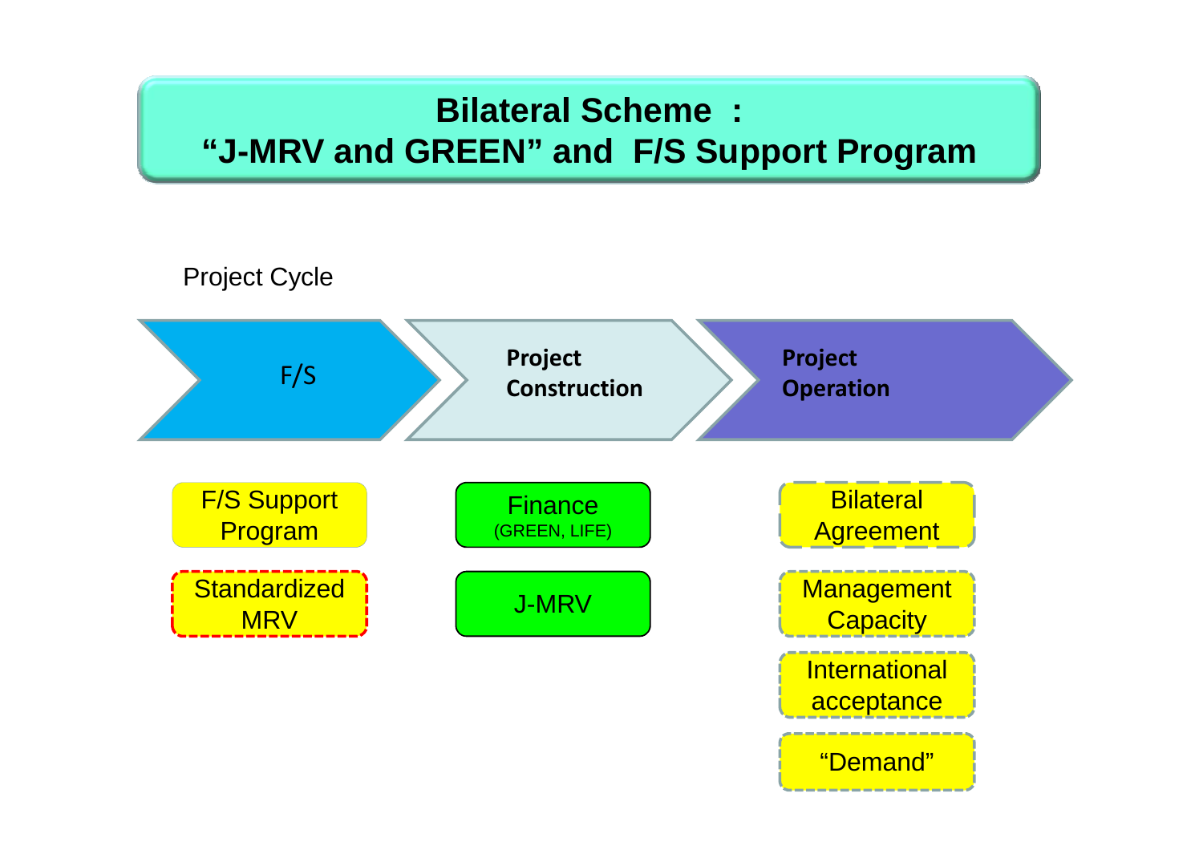# Bilateral Scheme :
# "J-MRV and GREEN" and F/S Support Program

Project Cycle

| F/S | Project Construction | Project Operation |
| --- | --- | --- |
| F/S Support Program | Finance (GREEN, LIFE) | Bilateral Agreement |
| Standardized MRV | J-MRV | Management Capacity |
| | | International acceptance |
| | | "Demand" |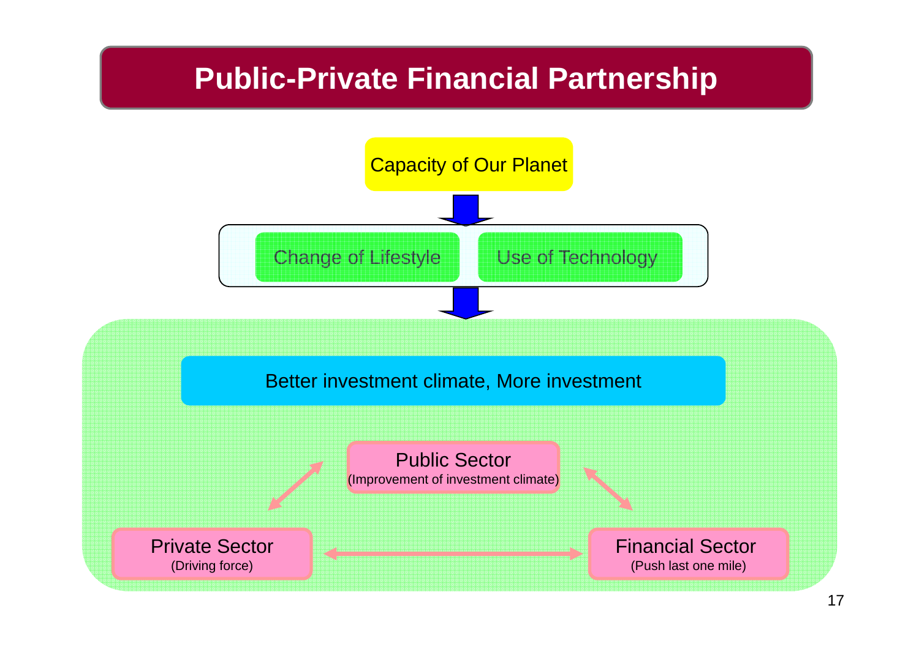# Public-Private Financial Partnership

Capacity of Our Planet

Change of Lifestyle

Use of Technology

Better investment climate, More investment

Public Sector
(Improvement of investment climate)

Private Sector
(Driving force)

Financial Sector
(Push last one mile)